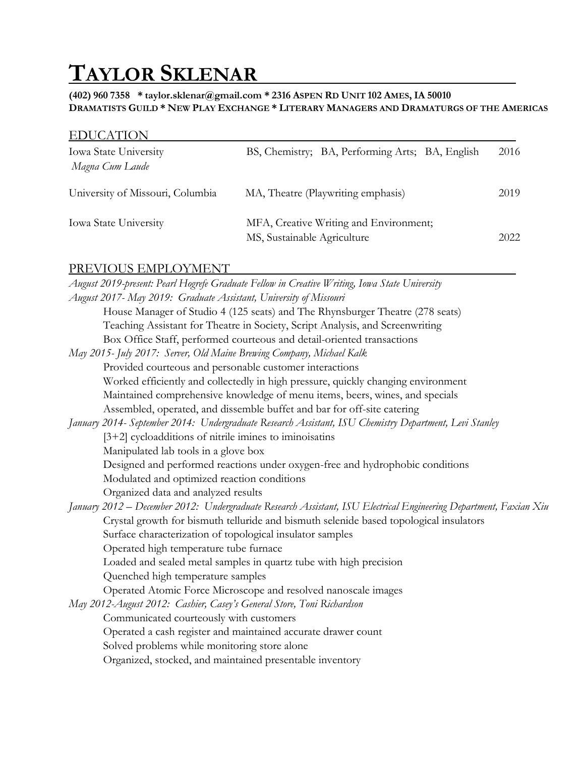# TAYLOR SKLENAR

**(402) 960 7358 * taylor.sklenar@gmail.com * 2316 ASPEN RD UNIT 102 AMES, IA 50010**
**DRAMATISTS GUILD * NEW PLAY EXCHANGE * LITERARY MANAGERS AND DRAMATURGS OF THE AMERICAS**

## EDUCATION

| | | |
|---|---|---|
| Iowa State University<br>*Magna Cum Laude* | BS, Chemistry; BA, Performing Arts; BA, English | 2016 |
| University of Missouri, Columbia | MA, Theatre (Playwriting emphasis) | 2019 |
| Iowa State University | MFA, Creative Writing and Environment;<br>MS, Sustainable Agriculture | 2022 |

## PREVIOUS EMPLOYMENT

*August 2019-present: Pearl Hogrefe Graduate Fellow in Creative Writing, Iowa State University*

*August 2017- May 2019: Graduate Assistant, University of Missouri*

- House Manager of Studio 4 (125 seats) and The Rhynsburger Theatre (278 seats)
- Teaching Assistant for Theatre in Society, Script Analysis, and Screenwriting
- Box Office Staff, performed courteous and detail-oriented transactions

*May 2015- July 2017: Server, Old Maine Brewing Company, Michael Kalk*

- Provided courteous and personable customer interactions
- Worked efficiently and collectedly in high pressure, quickly changing environment
- Maintained comprehensive knowledge of menu items, beers, wines, and specials
- Assembled, operated, and dissemble buffet and bar for off-site catering

*January 2014- September 2014: Undergraduate Research Assistant, ISU Chemistry Department, Levi Stanley*

- [3+2] cycloadditions of nitrile imines to iminoisatins
- Manipulated lab tools in a glove box
- Designed and performed reactions under oxygen-free and hydrophobic conditions
- Modulated and optimized reaction conditions
- Organized data and analyzed results

*January 2012 – December 2012: Undergraduate Research Assistant, ISU Electrical Engineering Department, Faxian Xiu*

- Crystal growth for bismuth telluride and bismuth selenide based topological insulators
- Surface characterization of topological insulator samples
- Operated high temperature tube furnace
- Loaded and sealed metal samples in quartz tube with high precision
- Quenched high temperature samples
- Operated Atomic Force Microscope and resolved nanoscale images

*May 2012-August 2012: Cashier, Casey's General Store, Toni Richardson*

- Communicated courteously with customers
- Operated a cash register and maintained accurate drawer count
- Solved problems while monitoring store alone
- Organized, stocked, and maintained presentable inventory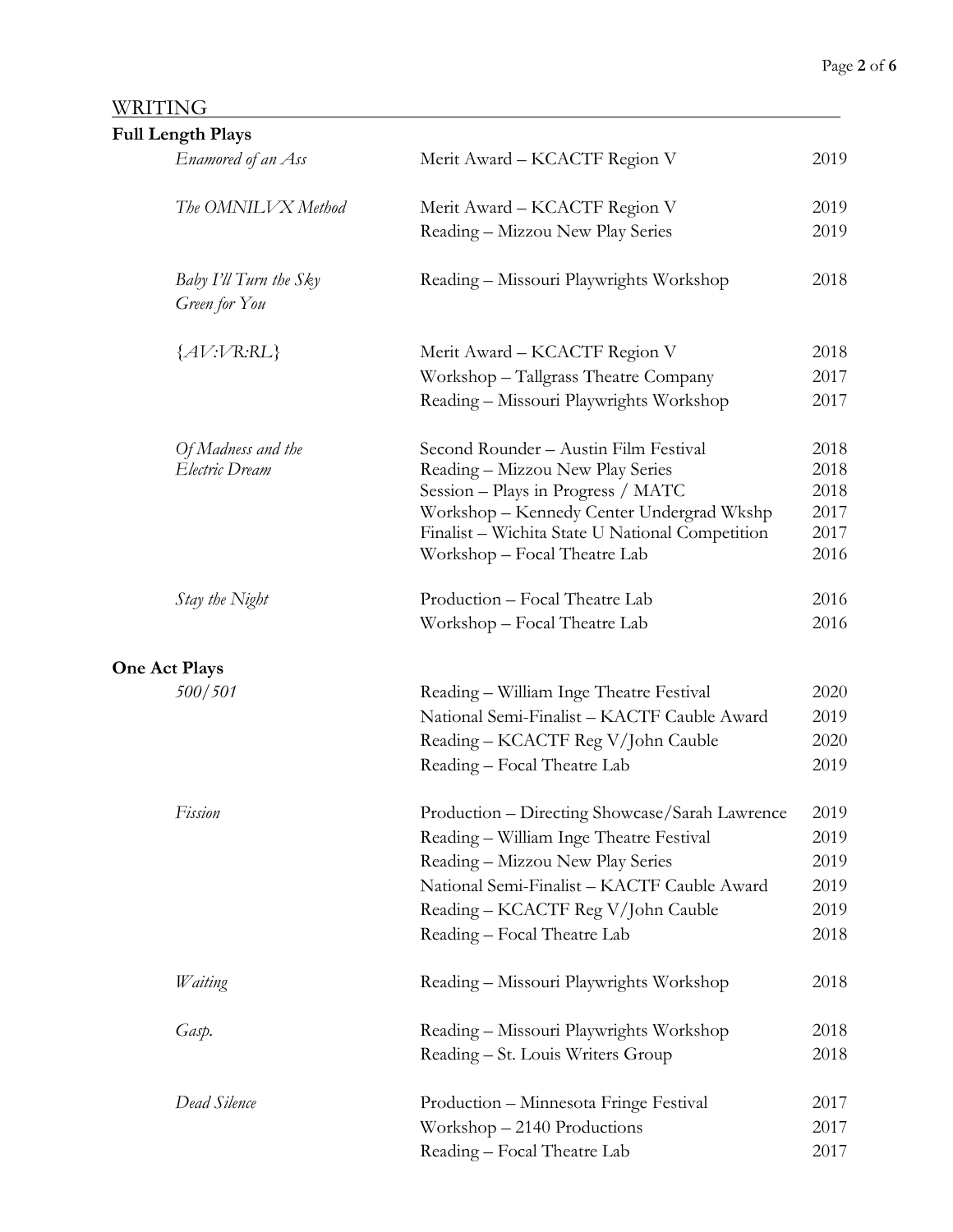## WRITING

### Full Length Plays

| Title | Event | Year |
|---|---|---|
| *Enamored of an Ass* | Merit Award – KCACTF Region V | 2019 |
| *The OMNILVX Method* | Merit Award – KCACTF Region V | 2019 |
| | Reading – Mizzou New Play Series | 2019 |
| *Baby I'll Turn the Sky Green for You* | Reading – Missouri Playwrights Workshop | 2018 |
| *{AV:VR:RL}* | Merit Award – KCACTF Region V | 2018 |
| | Workshop – Tallgrass Theatre Company | 2017 |
| | Reading – Missouri Playwrights Workshop | 2017 |
| *Of Madness and the Electric Dream* | Second Rounder – Austin Film Festival | 2018 |
| | Reading – Mizzou New Play Series | 2018 |
| | Session – Plays in Progress / MATC | 2018 |
| | Workshop – Kennedy Center Undergrad Wkshp | 2017 |
| | Finalist – Wichita State U National Competition | 2017 |
| | Workshop – Focal Theatre Lab | 2016 |
| *Stay the Night* | Production – Focal Theatre Lab | 2016 |
| | Workshop – Focal Theatre Lab | 2016 |

### One Act Plays

| Title | Event | Year |
|---|---|---|
| *500/501* | Reading – William Inge Theatre Festival | 2020 |
| | National Semi-Finalist – KACTF Cauble Award | 2019 |
| | Reading – KCACTF Reg V/John Cauble | 2020 |
| | Reading – Focal Theatre Lab | 2019 |
| *Fission* | Production – Directing Showcase/Sarah Lawrence | 2019 |
| | Reading – William Inge Theatre Festival | 2019 |
| | Reading – Mizzou New Play Series | 2019 |
| | National Semi-Finalist – KACTF Cauble Award | 2019 |
| | Reading – KCACTF Reg V/John Cauble | 2019 |
| | Reading – Focal Theatre Lab | 2018 |
| *Waiting* | Reading – Missouri Playwrights Workshop | 2018 |
| *Gasp.* | Reading – Missouri Playwrights Workshop | 2018 |
| | Reading – St. Louis Writers Group | 2018 |
| *Dead Silence* | Production – Minnesota Fringe Festival | 2017 |
| | Workshop – 2140 Productions | 2017 |
| | Reading – Focal Theatre Lab | 2017 |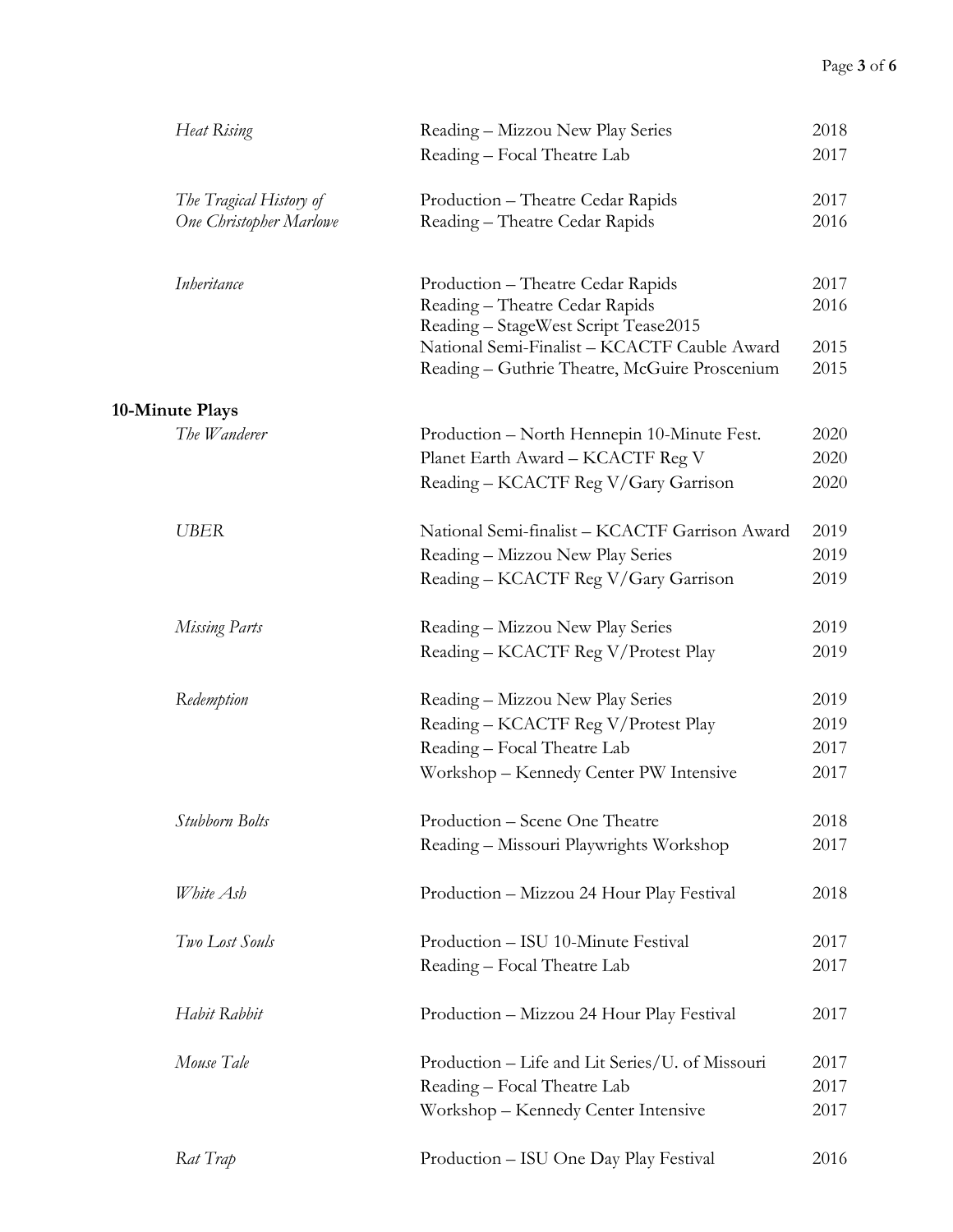| | | |
|---|---|---|
| *Heat Rising* | Reading – Mizzou New Play Series | 2018 |
| | Reading – Focal Theatre Lab | 2017 |
| *The Tragical History of One Christopher Marlowe* | Production – Theatre Cedar Rapids | 2017 |
| | Reading – Theatre Cedar Rapids | 2016 |
| *Inheritance* | Production – Theatre Cedar Rapids | 2017 |
| | Reading – Theatre Cedar Rapids | 2016 |
| | Reading – StageWest Script Tease2015 | |
| | National Semi-Finalist – KCACTF Cauble Award | 2015 |
| | Reading – Guthrie Theatre, McGuire Proscenium | 2015 |

**10-Minute Plays**

| | | |
|---|---|---|
| *The Wanderer* | Production – North Hennepin 10-Minute Fest. | 2020 |
| | Planet Earth Award – KCACTF Reg V | 2020 |
| | Reading – KCACTF Reg V/Gary Garrison | 2020 |
| *UBER* | National Semi-finalist – KCACTF Garrison Award | 2019 |
| | Reading – Mizzou New Play Series | 2019 |
| | Reading – KCACTF Reg V/Gary Garrison | 2019 |
| *Missing Parts* | Reading – Mizzou New Play Series | 2019 |
| | Reading – KCACTF Reg V/Protest Play | 2019 |
| *Redemption* | Reading – Mizzou New Play Series | 2019 |
| | Reading – KCACTF Reg V/Protest Play | 2019 |
| | Reading – Focal Theatre Lab | 2017 |
| | Workshop – Kennedy Center PW Intensive | 2017 |
| *Stubborn Bolts* | Production – Scene One Theatre | 2018 |
| | Reading – Missouri Playwrights Workshop | 2017 |
| *White Ash* | Production – Mizzou 24 Hour Play Festival | 2018 |
| *Two Lost Souls* | Production – ISU 10-Minute Festival | 2017 |
| | Reading – Focal Theatre Lab | 2017 |
| *Habit Rabbit* | Production – Mizzou 24 Hour Play Festival | 2017 |
| *Mouse Tale* | Production – Life and Lit Series/U. of Missouri | 2017 |
| | Reading – Focal Theatre Lab | 2017 |
| | Workshop – Kennedy Center Intensive | 2017 |
| *Rat Trap* | Production – ISU One Day Play Festival | 2016 |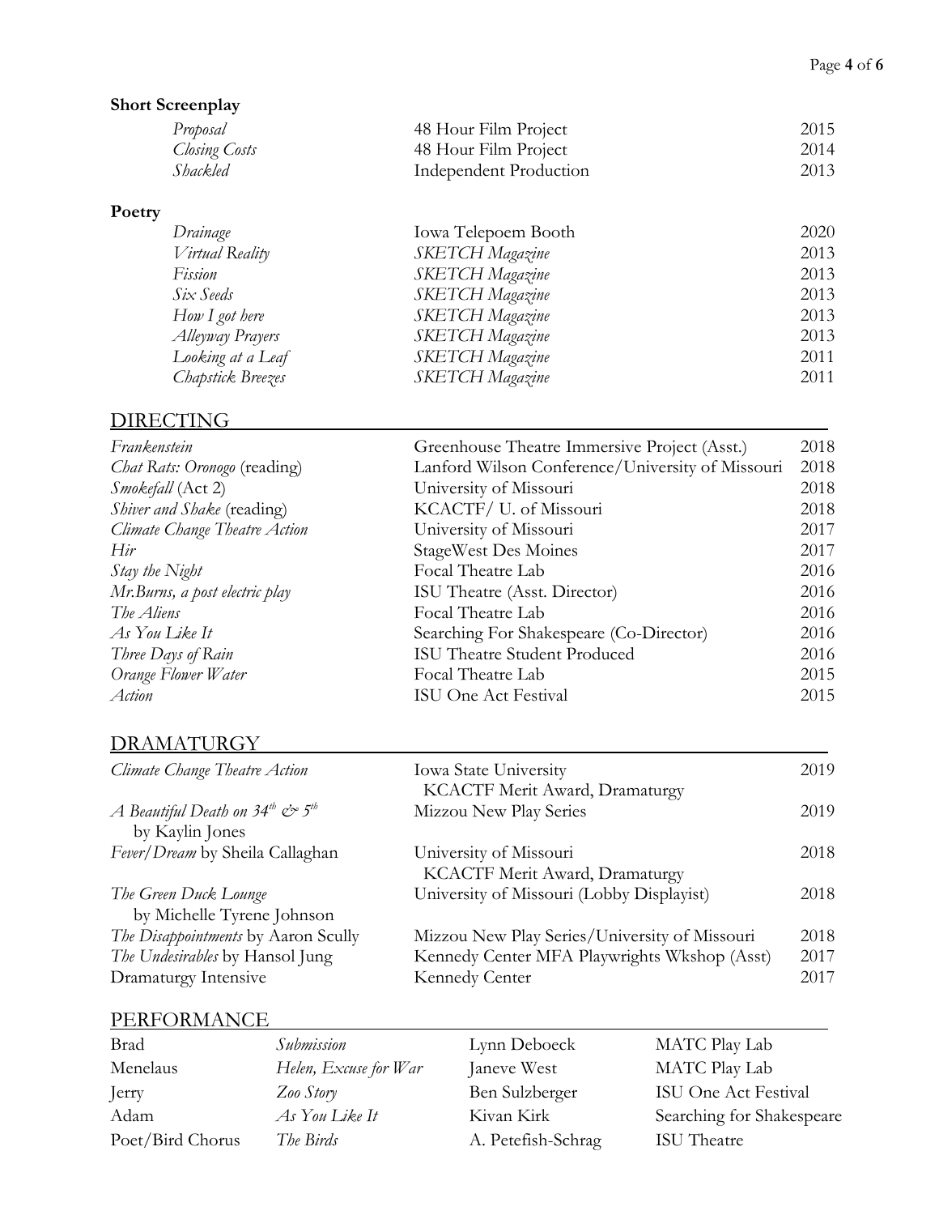**Short Screenplay**

| | | |
|---|---|---|
| *Proposal* | 48 Hour Film Project | 2015 |
| *Closing Costs* | 48 Hour Film Project | 2014 |
| *Shackled* | Independent Production | 2013 |

**Poetry**

| | | |
|---|---|---|
| *Drainage* | Iowa Telepoem Booth | 2020 |
| *Virtual Reality* | *SKETCH Magazine* | 2013 |
| *Fission* | *SKETCH Magazine* | 2013 |
| *Six Seeds* | *SKETCH Magazine* | 2013 |
| *How I got here* | *SKETCH Magazine* | 2013 |
| *Alleyway Prayers* | *SKETCH Magazine* | 2013 |
| *Looking at a Leaf* | *SKETCH Magazine* | 2011 |
| *Chapstick Breezes* | *SKETCH Magazine* | 2011 |

## DIRECTING

| | | |
|---|---|---|
| *Frankenstein* | Greenhouse Theatre Immersive Project (Asst.) | 2018 |
| *Chat Rats: Oronogo* (reading) | Lanford Wilson Conference/University of Missouri | 2018 |
| *Smokefall* (Act 2) | University of Missouri | 2018 |
| *Shiver and Shake* (reading) | KCACTF/ U. of Missouri | 2018 |
| *Climate Change Theatre Action* | University of Missouri | 2017 |
| *Hir* | StageWest Des Moines | 2017 |
| *Stay the Night* | Focal Theatre Lab | 2016 |
| *Mr.Burns, a post electric play* | ISU Theatre (Asst. Director) | 2016 |
| *The Aliens* | Focal Theatre Lab | 2016 |
| *As You Like It* | Searching For Shakespeare (Co-Director) | 2016 |
| *Three Days of Rain* | ISU Theatre Student Produced | 2016 |
| *Orange Flower Water* | Focal Theatre Lab | 2015 |
| *Action* | ISU One Act Festival | 2015 |

## DRAMATURGY

| | | |
|---|---|---|
| *Climate Change Theatre Action* | Iowa State University<br>KCACTF Merit Award, Dramaturgy | 2019 |
| *A Beautiful Death on 34th & 5th*<br>by Kaylin Jones | Mizzou New Play Series | 2019 |
| *Fever/Dream* by Sheila Callaghan | University of Missouri<br>KCACTF Merit Award, Dramaturgy | 2018 |
| *The Green Duck Lounge*<br>by Michelle Tyrene Johnson | University of Missouri (Lobby Displayist) | 2018 |
| *The Disappointments* by Aaron Scully | Mizzou New Play Series/University of Missouri | 2018 |
| *The Undesirables* by Hansol Jung | Kennedy Center MFA Playwrights Wkshop (Asst) | 2017 |
| Dramaturgy Intensive | Kennedy Center | 2017 |

## PERFORMANCE

| | | | |
|---|---|---|---|
| Brad | *Submission* | Lynn Deboeck | MATC Play Lab |
| Menelaus | *Helen, Excuse for War* | Janeve West | MATC Play Lab |
| Jerry | *Zoo Story* | Ben Sulzberger | ISU One Act Festival |
| Adam | *As You Like It* | Kivan Kirk | Searching for Shakespeare |
| Poet/Bird Chorus | *The Birds* | A. Petefish-Schrag | ISU Theatre |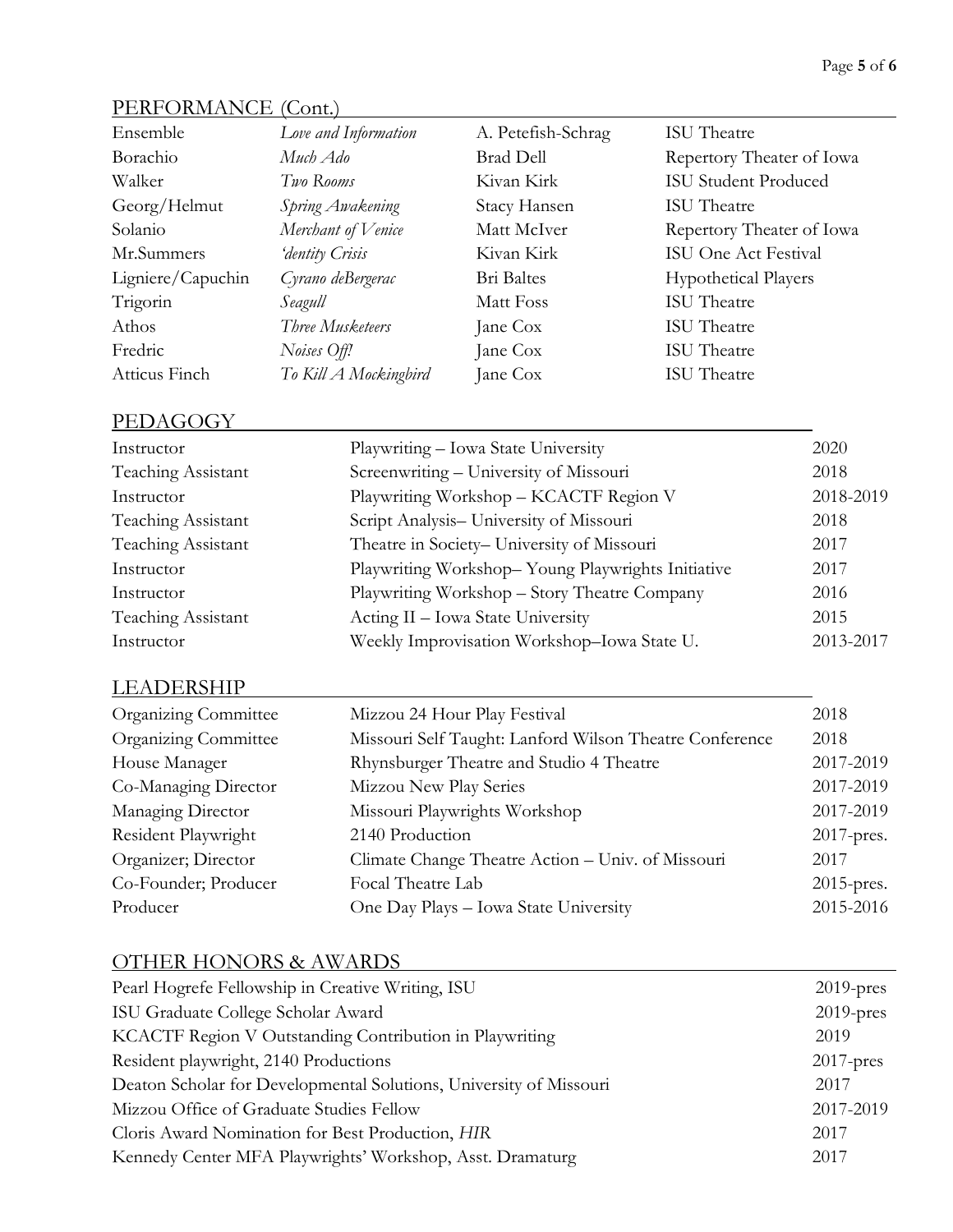## PERFORMANCE (Cont.)

| | | | |
|---|---|---|---|
| Ensemble | *Love and Information* | A. Petefish-Schrag | ISU Theatre |
| Borachio | *Much Ado* | Brad Dell | Repertory Theater of Iowa |
| Walker | *Two Rooms* | Kivan Kirk | ISU Student Produced |
| Georg/Helmut | *Spring Awakening* | Stacy Hansen | ISU Theatre |
| Solanio | *Merchant of Venice* | Matt McIver | Repertory Theater of Iowa |
| Mr.Summers | *'dentity Crisis* | Kivan Kirk | ISU One Act Festival |
| Ligniere/Capuchin | *Cyrano deBergerac* | Bri Baltes | Hypothetical Players |
| Trigorin | *Seagull* | Matt Foss | ISU Theatre |
| Athos | *Three Musketeers* | Jane Cox | ISU Theatre |
| Fredric | *Noises Off!* | Jane Cox | ISU Theatre |
| Atticus Finch | *To Kill A Mockingbird* | Jane Cox | ISU Theatre |

## PEDAGOGY

| | | |
|---|---|---|
| Instructor | Playwriting – Iowa State University | 2020 |
| Teaching Assistant | Screenwriting – University of Missouri | 2018 |
| Instructor | Playwriting Workshop – KCACTF Region V | 2018-2019 |
| Teaching Assistant | Script Analysis– University of Missouri | 2018 |
| Teaching Assistant | Theatre in Society– University of Missouri | 2017 |
| Instructor | Playwriting Workshop– Young Playwrights Initiative | 2017 |
| Instructor | Playwriting Workshop – Story Theatre Company | 2016 |
| Teaching Assistant | Acting II – Iowa State University | 2015 |
| Instructor | Weekly Improvisation Workshop–Iowa State U. | 2013-2017 |

## LEADERSHIP

| | | |
|---|---|---|
| Organizing Committee | Mizzou 24 Hour Play Festival | 2018 |
| Organizing Committee | Missouri Self Taught: Lanford Wilson Theatre Conference | 2018 |
| House Manager | Rhynsburger Theatre and Studio 4 Theatre | 2017-2019 |
| Co-Managing Director | Mizzou New Play Series | 2017-2019 |
| Managing Director | Missouri Playwrights Workshop | 2017-2019 |
| Resident Playwright | 2140 Production | 2017-pres. |
| Organizer; Director | Climate Change Theatre Action – Univ. of Missouri | 2017 |
| Co-Founder; Producer | Focal Theatre Lab | 2015-pres. |
| Producer | One Day Plays – Iowa State University | 2015-2016 |

## OTHER HONORS & AWARDS

| | |
|---|---|
| Pearl Hogrefe Fellowship in Creative Writing, ISU | 2019-pres |
| ISU Graduate College Scholar Award | 2019-pres |
| KCACTF Region V Outstanding Contribution in Playwriting | 2019 |
| Resident playwright, 2140 Productions | 2017-pres |
| Deaton Scholar for Developmental Solutions, University of Missouri | 2017 |
| Mizzou Office of Graduate Studies Fellow | 2017-2019 |
| Cloris Award Nomination for Best Production, *HIR* | 2017 |
| Kennedy Center MFA Playwrights' Workshop, Asst. Dramaturg | 2017 |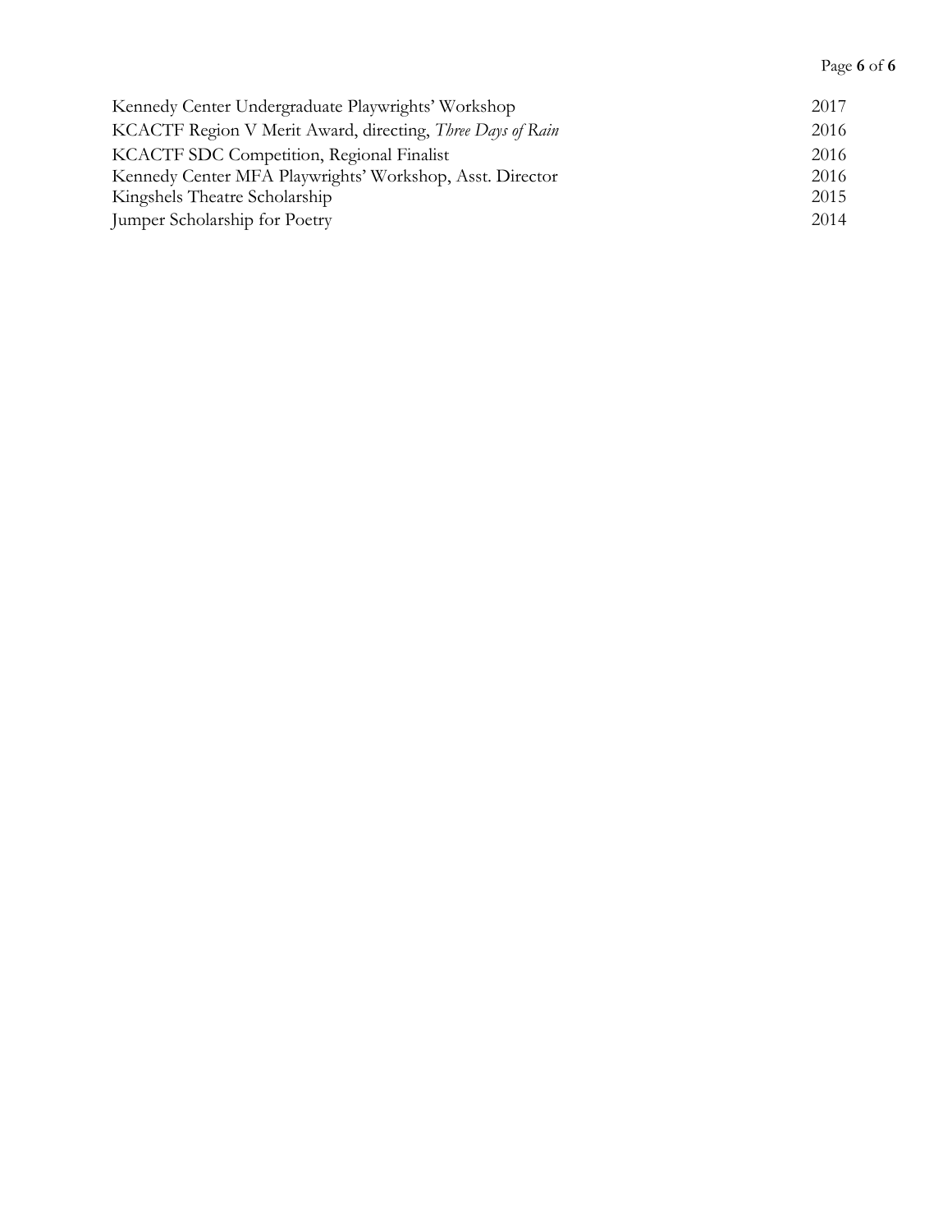| | |
|---|---|
| Kennedy Center Undergraduate Playwrights' Workshop | 2017 |
| KCACTF Region V Merit Award, directing, *Three Days of Rain* | 2016 |
| KCACTF SDC Competition, Regional Finalist | 2016 |
| Kennedy Center MFA Playwrights' Workshop, Asst. Director | 2016 |
| Kingshels Theatre Scholarship | 2015 |
| Jumper Scholarship for Poetry | 2014 |